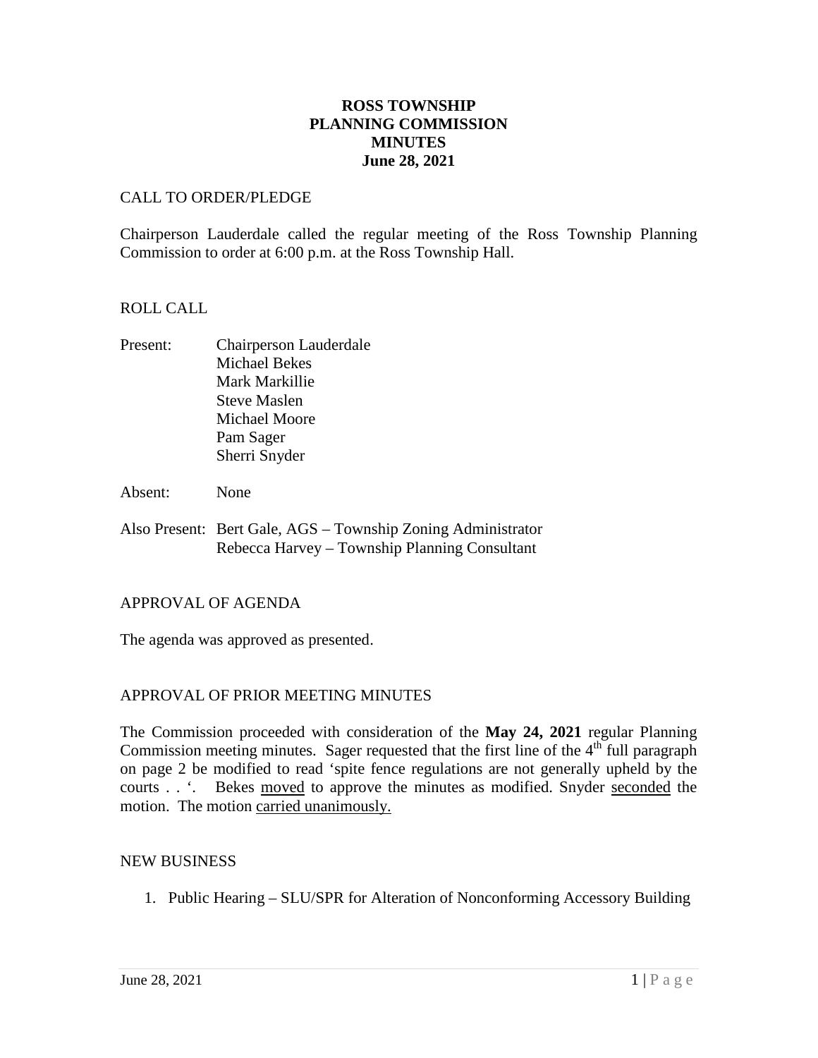# ROSS TOWNSHIP
# PLANNING COMMISSION
# MINUTES
# June 28, 2021

CALL TO ORDER/PLEDGE

Chairperson Lauderdale called the regular meeting of the Ross Township Planning Commission to order at 6:00 p.m. at the Ross Township Hall.

ROLL CALL

Present: Chairperson Lauderdale
Michael Bekes
Mark Markillie
Steve Maslen
Michael Moore
Pam Sager
Sherri Snyder

Absent: None

Also Present: Bert Gale, AGS – Township Zoning Administrator
Rebecca Harvey – Township Planning Consultant

APPROVAL OF AGENDA

The agenda was approved as presented.

APPROVAL OF PRIOR MEETING MINUTES

The Commission proceeded with consideration of the **May 24, 2021** regular Planning Commission meeting minutes. Sager requested that the first line of the 4th full paragraph on page 2 be modified to read 'spite fence regulations are not generally upheld by the courts . . '. Bekes moved to approve the minutes as modified. Snyder seconded the motion. The motion carried unanimously.

NEW BUSINESS

1. Public Hearing – SLU/SPR for Alteration of Nonconforming Accessory Building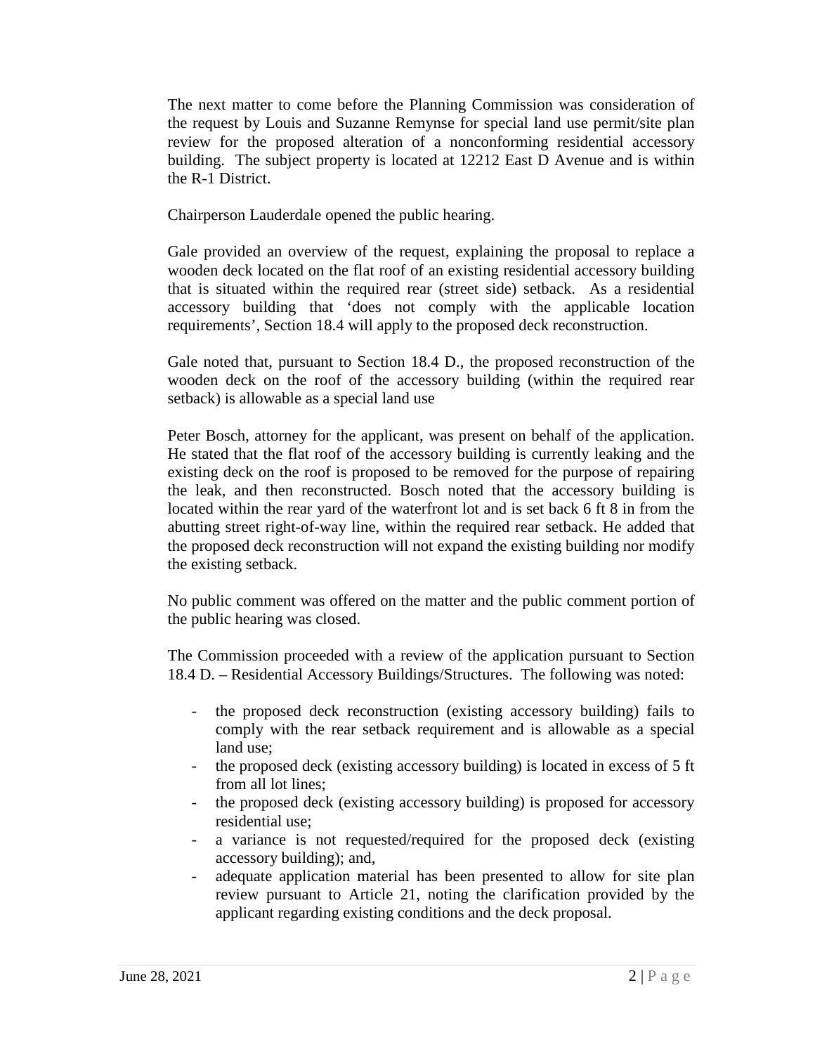The next matter to come before the Planning Commission was consideration of the request by Louis and Suzanne Remynse for special land use permit/site plan review for the proposed alteration of a nonconforming residential accessory building. The subject property is located at 12212 East D Avenue and is within the R-1 District.

Chairperson Lauderdale opened the public hearing.

Gale provided an overview of the request, explaining the proposal to replace a wooden deck located on the flat roof of an existing residential accessory building that is situated within the required rear (street side) setback. As a residential accessory building that 'does not comply with the applicable location requirements', Section 18.4 will apply to the proposed deck reconstruction.

Gale noted that, pursuant to Section 18.4 D., the proposed reconstruction of the wooden deck on the roof of the accessory building (within the required rear setback) is allowable as a special land use

Peter Bosch, attorney for the applicant, was present on behalf of the application. He stated that the flat roof of the accessory building is currently leaking and the existing deck on the roof is proposed to be removed for the purpose of repairing the leak, and then reconstructed. Bosch noted that the accessory building is located within the rear yard of the waterfront lot and is set back 6 ft 8 in from the abutting street right-of-way line, within the required rear setback. He added that the proposed deck reconstruction will not expand the existing building nor modify the existing setback.

No public comment was offered on the matter and the public comment portion of the public hearing was closed.

The Commission proceeded with a review of the application pursuant to Section 18.4 D. – Residential Accessory Buildings/Structures. The following was noted:

- the proposed deck reconstruction (existing accessory building) fails to comply with the rear setback requirement and is allowable as a special land use;
- the proposed deck (existing accessory building) is located in excess of 5 ft from all lot lines;
- the proposed deck (existing accessory building) is proposed for accessory residential use;
- a variance is not requested/required for the proposed deck (existing accessory building); and,
- adequate application material has been presented to allow for site plan review pursuant to Article 21, noting the clarification provided by the applicant regarding existing conditions and the deck proposal.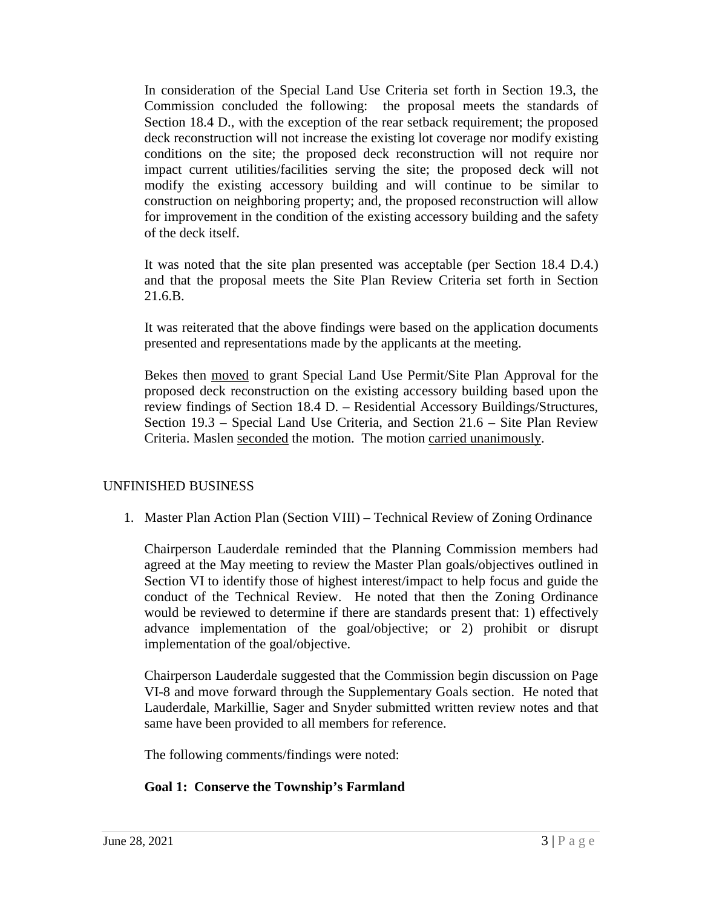In consideration of the Special Land Use Criteria set forth in Section 19.3, the Commission concluded the following: the proposal meets the standards of Section 18.4 D., with the exception of the rear setback requirement; the proposed deck reconstruction will not increase the existing lot coverage nor modify existing conditions on the site; the proposed deck reconstruction will not require nor impact current utilities/facilities serving the site; the proposed deck will not modify the existing accessory building and will continue to be similar to construction on neighboring property; and, the proposed reconstruction will allow for improvement in the condition of the existing accessory building and the safety of the deck itself.

It was noted that the site plan presented was acceptable (per Section 18.4 D.4.) and that the proposal meets the Site Plan Review Criteria set forth in Section 21.6.B.

It was reiterated that the above findings were based on the application documents presented and representations made by the applicants at the meeting.

Bekes then moved to grant Special Land Use Permit/Site Plan Approval for the proposed deck reconstruction on the existing accessory building based upon the review findings of Section 18.4 D. – Residential Accessory Buildings/Structures, Section 19.3 – Special Land Use Criteria, and Section 21.6 – Site Plan Review Criteria. Maslen seconded the motion. The motion carried unanimously.

## UNFINISHED BUSINESS

1. Master Plan Action Plan (Section VIII) – Technical Review of Zoning Ordinance

   Chairperson Lauderdale reminded that the Planning Commission members had agreed at the May meeting to review the Master Plan goals/objectives outlined in Section VI to identify those of highest interest/impact to help focus and guide the conduct of the Technical Review. He noted that then the Zoning Ordinance would be reviewed to determine if there are standards present that: 1) effectively advance implementation of the goal/objective; or 2) prohibit or disrupt implementation of the goal/objective.

   Chairperson Lauderdale suggested that the Commission begin discussion on Page VI-8 and move forward through the Supplementary Goals section. He noted that Lauderdale, Markillie, Sager and Snyder submitted written review notes and that same have been provided to all members for reference.

   The following comments/findings were noted:

   **Goal 1: Conserve the Township's Farmland**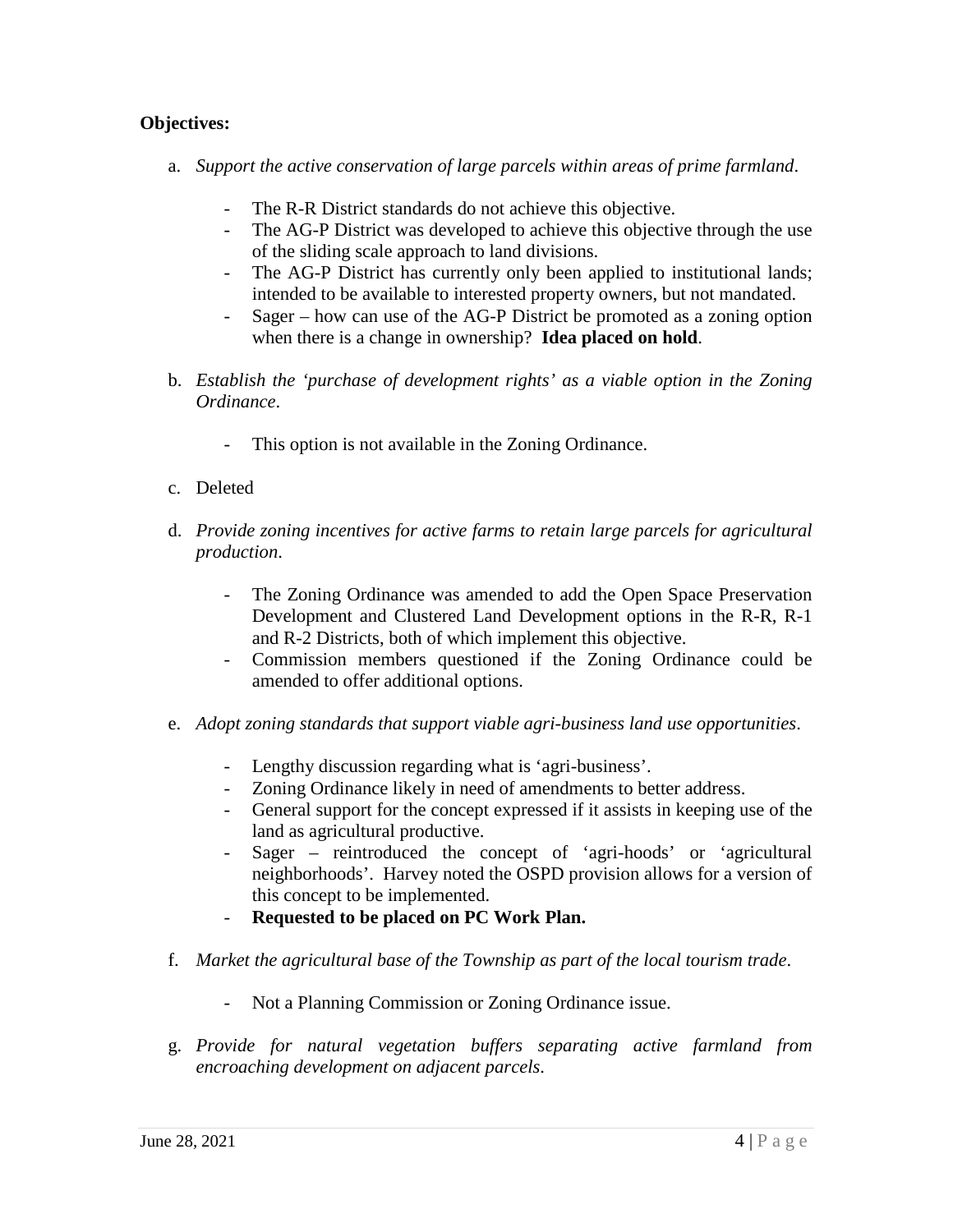**Objectives:**

a. *Support the active conservation of large parcels within areas of prime farmland*.

   - The R-R District standards do not achieve this objective.
   - The AG-P District was developed to achieve this objective through the use of the sliding scale approach to land divisions.
   - The AG-P District has currently only been applied to institutional lands; intended to be available to interested property owners, but not mandated.
   - Sager – how can use of the AG-P District be promoted as a zoning option when there is a change in ownership? **Idea placed on hold**.

b. *Establish the 'purchase of development rights' as a viable option in the Zoning Ordinance*.

   - This option is not available in the Zoning Ordinance.

c. Deleted

d. *Provide zoning incentives for active farms to retain large parcels for agricultural production*.

   - The Zoning Ordinance was amended to add the Open Space Preservation Development and Clustered Land Development options in the R-R, R-1 and R-2 Districts, both of which implement this objective.
   - Commission members questioned if the Zoning Ordinance could be amended to offer additional options.

e. *Adopt zoning standards that support viable agri-business land use opportunities*.

   - Lengthy discussion regarding what is 'agri-business'.
   - Zoning Ordinance likely in need of amendments to better address.
   - General support for the concept expressed if it assists in keeping use of the land as agricultural productive.
   - Sager – reintroduced the concept of 'agri-hoods' or 'agricultural neighborhoods'. Harvey noted the OSPD provision allows for a version of this concept to be implemented.
   - **Requested to be placed on PC Work Plan.**

f. *Market the agricultural base of the Township as part of the local tourism trade*.

   - Not a Planning Commission or Zoning Ordinance issue.

g. *Provide for natural vegetation buffers separating active farmland from encroaching development on adjacent parcels*.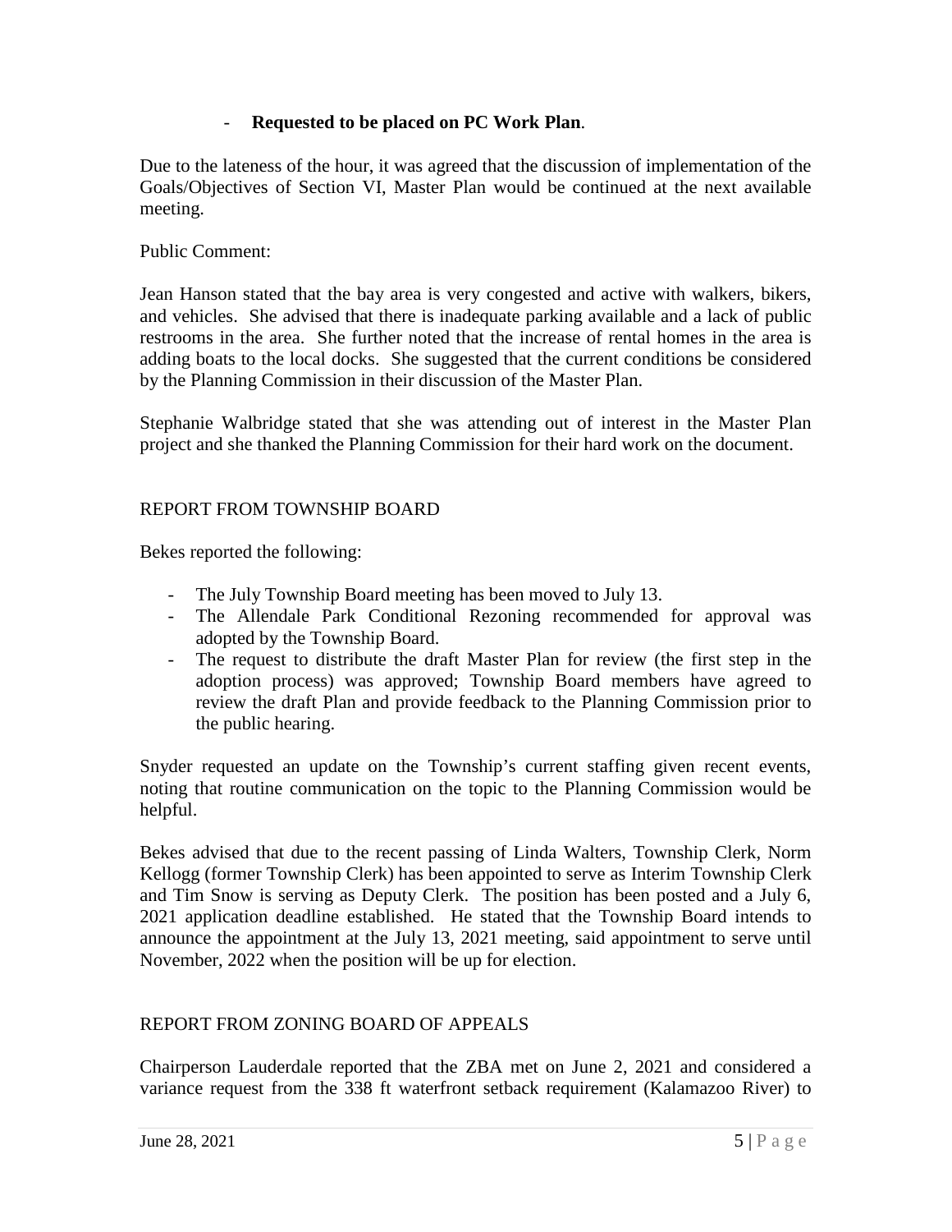- **Requested to be placed on PC Work Plan**.

Due to the lateness of the hour, it was agreed that the discussion of implementation of the Goals/Objectives of Section VI, Master Plan would be continued at the next available meeting.

Public Comment:

Jean Hanson stated that the bay area is very congested and active with walkers, bikers, and vehicles. She advised that there is inadequate parking available and a lack of public restrooms in the area. She further noted that the increase of rental homes in the area is adding boats to the local docks. She suggested that the current conditions be considered by the Planning Commission in their discussion of the Master Plan.

Stephanie Walbridge stated that she was attending out of interest in the Master Plan project and she thanked the Planning Commission for their hard work on the document.

## REPORT FROM TOWNSHIP BOARD

Bekes reported the following:

- The July Township Board meeting has been moved to July 13.
- The Allendale Park Conditional Rezoning recommended for approval was adopted by the Township Board.
- The request to distribute the draft Master Plan for review (the first step in the adoption process) was approved; Township Board members have agreed to review the draft Plan and provide feedback to the Planning Commission prior to the public hearing.

Snyder requested an update on the Township's current staffing given recent events, noting that routine communication on the topic to the Planning Commission would be helpful.

Bekes advised that due to the recent passing of Linda Walters, Township Clerk, Norm Kellogg (former Township Clerk) has been appointed to serve as Interim Township Clerk and Tim Snow is serving as Deputy Clerk. The position has been posted and a July 6, 2021 application deadline established. He stated that the Township Board intends to announce the appointment at the July 13, 2021 meeting, said appointment to serve until November, 2022 when the position will be up for election.

## REPORT FROM ZONING BOARD OF APPEALS

Chairperson Lauderdale reported that the ZBA met on June 2, 2021 and considered a variance request from the 338 ft waterfront setback requirement (Kalamazoo River) to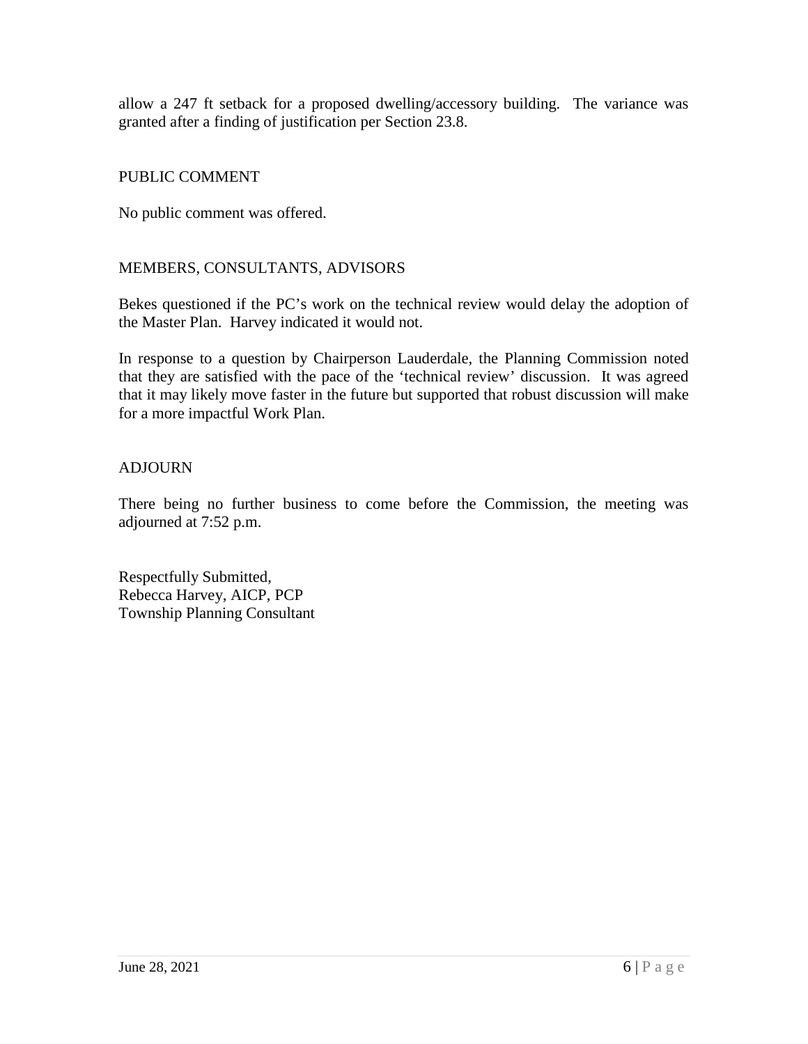allow a 247 ft setback for a proposed dwelling/accessory building. The variance was granted after a finding of justification per Section 23.8.

## PUBLIC COMMENT

No public comment was offered.

## MEMBERS, CONSULTANTS, ADVISORS

Bekes questioned if the PC's work on the technical review would delay the adoption of the Master Plan. Harvey indicated it would not.

In response to a question by Chairperson Lauderdale, the Planning Commission noted that they are satisfied with the pace of the 'technical review' discussion. It was agreed that it may likely move faster in the future but supported that robust discussion will make for a more impactful Work Plan.

## ADJOURN

There being no further business to come before the Commission, the meeting was adjourned at 7:52 p.m.

Respectfully Submitted,  
Rebecca Harvey, AICP, PCP  
Township Planning Consultant